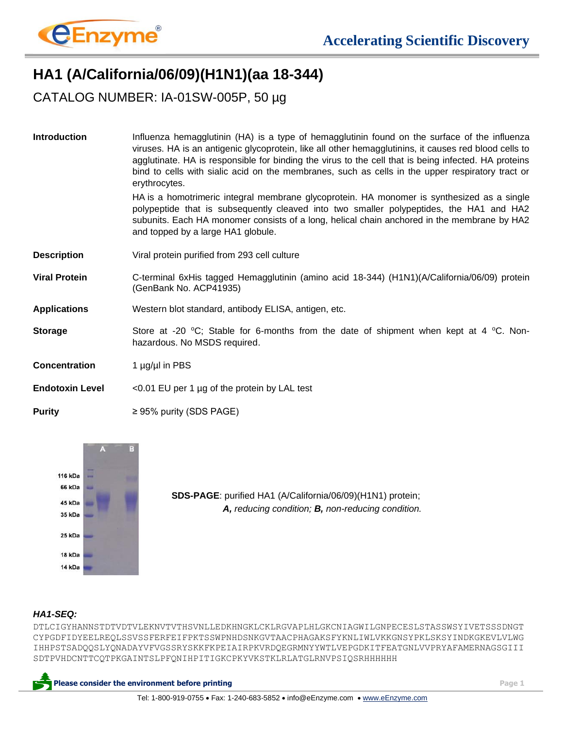# HA1 (A/California/06/09)(H1N1)(aa 18-344)

## CATALOG NUMBER: IA-01SW-005P, 50 µg

**Introduction**

Influenza hemagglutinin (HA) is a type of hemagglutinin found on the surface of the influenza viruses. HA is an antigenic glycoprotein, like all other hemagglutinins, it causes red blood cells to agglutinate. HA is responsible for binding the virus to the cell that is being infected. HA proteins bind to cells with sialic acid on the membranes, such as cells in the upper respiratory tract or erythrocytes.

HA is a homotrimeric integral membrane glycoprotein. HA monomer is synthesized as a single polypeptide that is subsequently cleaved into two smaller polypeptides, the HA1 and HA2 subunits. Each HA monomer consists of a long, helical chain anchored in the membrane by HA2 and topped by a large HA1 globule.

**Description**

Viral protein purified from 293 cell culture

**Viral Protein**

C-terminal 6xHis tagged Hemagglutinin (amino acid 18-344) (H1N1)(A/California/06/09) protein (GenBank No. ACP41935)

**Applications**

Western blot standard, antibody ELISA, antigen, etc.

**Storage**

Store at -20 $^{o}$C; Stable for 6-months from the date of shipment when kept at 4 $^{o}$C. Non-hazardous. No MSDS required.

**Concentration**

1 µg/µl in PBS

**Endotoxin Level**

<0.01 EU per 1 µg of the protein by LAL test

**Purity**

≥ 95% purity (SDS PAGE)

116 kDa
66 kDa
45 kDa
35 kDa
25 kDa
18 kDa
14 kDa

A B

**SDS-PAGE**: purified HA1 (A/California/06/09)(H1N1) protein; ***A,*** *reducing condition;* ***B,*** *non-reducing condition.*

***HA1-SEQ:***

```
DTLCIGYHANNSTDTVDTVLEKNVTVTHSVNLLEDKHNGKLCKLRGVAPLHLGKCNIAGWILGNPECESLSTASSWSYIVETSSSDNGT
CYPGDFIDYEELREQLSSVSSFERFEIFPKTSSWPNHDSNKGVTAACPHAGAKSFYKNLIWLVKKGNSYPKLSKSYINDKGKEVLVLWG
IHHPSTSADQQSLYQNADAYVFVGSSRYSKKFKPEIAIRPKVRDQEGRMNYYWTLVEPGDKITFEATGNLVVPRYAFAMERNAGSGIII
SDTPVHDCNTTCQTPKGAINTSLPFQNIHPITIGKCPKYVKSTKLRLATGLRNVPSIQSRHHHHHH
```

Please consider the environment before printing

Tel: 1-800-919-0755 • Fax: 1-240-683-5852 • info@eEnzyme.com • www.eEnzyme.com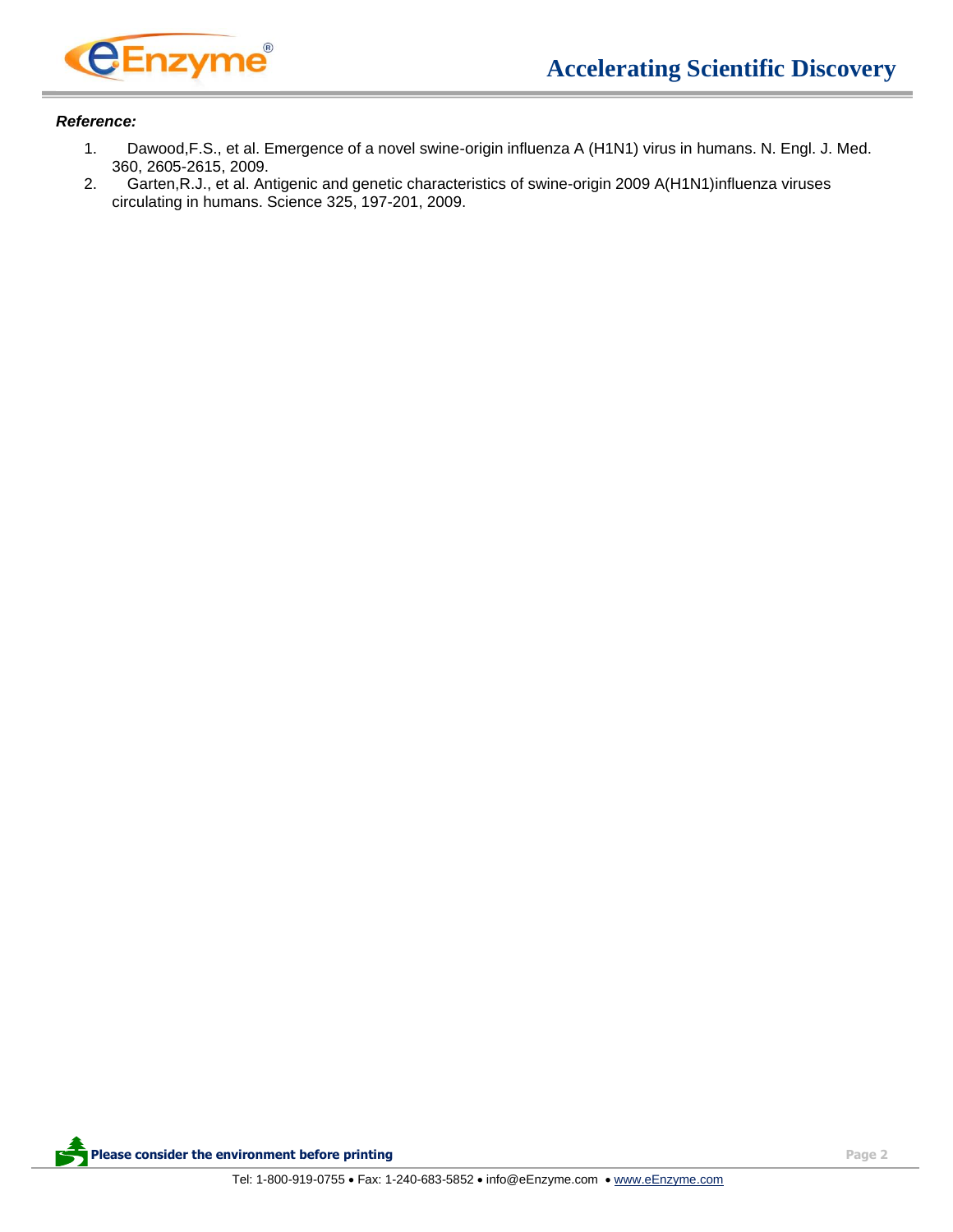***Reference:***

1. Dawood,F.S., et al. Emergence of a novel swine-origin influenza A (H1N1) virus in humans. N. Engl. J. Med. 360, 2605-2615, 2009.
2. Garten,R.J., et al. Antigenic and genetic characteristics of swine-origin 2009 A(H1N1)influenza viruses circulating in humans. Science 325, 197-201, 2009.